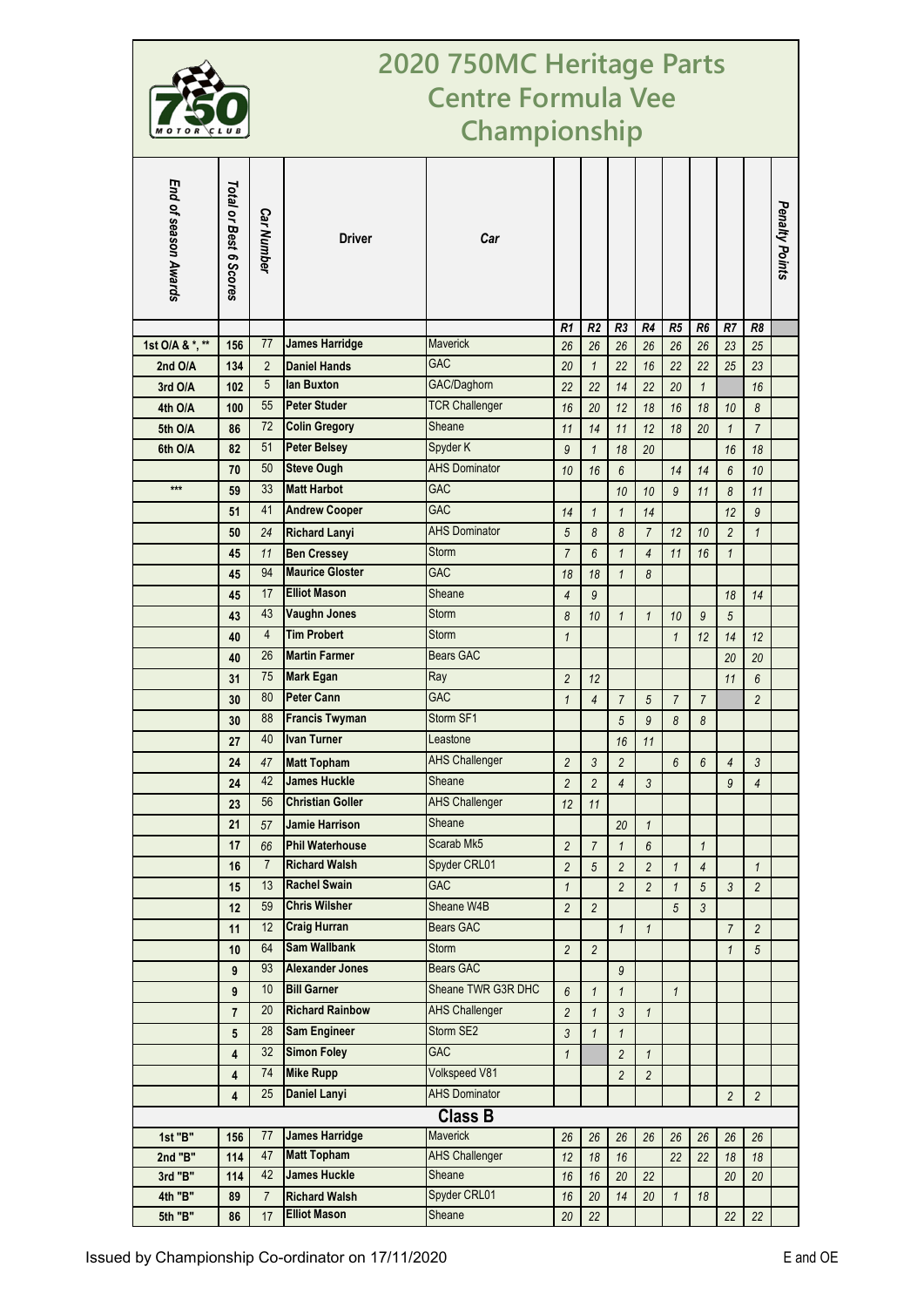# 2020 750MC Heritage Parts Centre Formula Vee Championship

| End of season Awards | Total or Best 6 Scores | Car Number | Driver | Car | R1 | R2 | R3 | R4 | R5 | R6 | R7 | R8 | Penalty Points |
|---|---|---|---|---|---|---|---|---|---|---|---|---|---|
| 1st O/A & *, ** | 156 | 77 | **James Harridge** | Maverick | 26 | 26 | 26 | 26 | 26 | 26 | 23 | 25 | |
| 2nd O/A | 134 | 2 | **Daniel Hands** | GAC | 20 | 1 | 22 | 16 | 22 | 22 | 25 | 23 | |
| 3rd O/A | 102 | 5 | **Ian Buxton** | GAC/Daghorn | 22 | 22 | 14 | 22 | 20 | 1 | | 16 | |
| 4th O/A | 100 | 55 | **Peter Studer** | TCR Challenger | 16 | 20 | 12 | 18 | 16 | 18 | 10 | 8 | |
| 5th O/A | 86 | 72 | **Colin Gregory** | Sheane | 11 | 14 | 11 | 12 | 18 | 20 | 1 | 7 | |
| 6th O/A | 82 | 51 | **Peter Belsey** | Spyder K | 9 | 1 | 18 | 20 | | | 16 | 18 | |
| | 70 | 50 | **Steve Ough** | AHS Dominator | 10 | 16 | 6 | | 14 | 14 | 6 | 10 | |
| *** | 59 | 33 | **Matt Harbot** | GAC | | | 10 | 10 | 9 | 11 | 8 | 11 | |
| | 51 | 41 | **Andrew Cooper** | GAC | 14 | 1 | 1 | 14 | | | 12 | 9 | |
| | 50 | 24 | **Richard Lanyi** | AHS Dominator | 5 | 8 | 8 | 7 | 12 | 10 | 2 | 1 | |
| | 45 | 11 | **Ben Cressey** | Storm | 7 | 6 | 1 | 4 | 11 | 16 | 1 | | |
| | 45 | 94 | **Maurice Gloster** | GAC | 18 | 18 | 1 | 8 | | | | | |
| | 45 | 17 | **Elliot Mason** | Sheane | 4 | 9 | | | | | 18 | 14 | |
| | 43 | 43 | **Vaughn Jones** | Storm | 8 | 10 | 1 | 1 | 10 | 9 | 5 | | |
| | 40 | 4 | **Tim Probert** | Storm | 1 | | | | 1 | 12 | 14 | 12 | |
| | 40 | 26 | **Martin Farmer** | Bears GAC | | | | | | | 20 | 20 | |
| | 31 | 75 | **Mark Egan** | Ray | 2 | 12 | | | | | 11 | 6 | |
| | 30 | 80 | **Peter Cann** | GAC | 1 | 4 | 7 | 5 | 7 | 7 | | 2 | |
| | 30 | 88 | **Francis Twyman** | Storm SF1 | | | 5 | 9 | 8 | 8 | | | |
| | 27 | 40 | **Ivan Turner** | Leastone | | | 16 | 11 | | | | | |
| | 24 | 47 | **Matt Topham** | AHS Challenger | 2 | 3 | 2 | | 6 | 6 | 4 | 3 | |
| | 24 | 42 | **James Huckle** | Sheane | 2 | 2 | 4 | 3 | | | 9 | 4 | |
| | 23 | 56 | **Christian Goller** | AHS Challenger | 12 | 11 | | | | | | | |
| | 21 | 57 | **Jamie Harrison** | Sheane | | | 20 | 1 | | | | | |
| | 17 | 66 | **Phil Waterhouse** | Scarab Mk5 | 2 | 7 | 1 | 6 | | 1 | | | |
| | 16 | 7 | **Richard Walsh** | Spyder CRL01 | 2 | 5 | 2 | 2 | 1 | 4 | | 1 | |
| | 15 | 13 | **Rachel Swain** | GAC | 1 | | 2 | 2 | 1 | 5 | 3 | 2 | |
| | 12 | 59 | **Chris Wilsher** | Sheane W4B | 2 | 2 | | | 5 | 3 | | | |
| | 11 | 12 | **Craig Hurran** | Bears GAC | | | 1 | 1 | | | 7 | 2 | |
| | 10 | 64 | **Sam Wallbank** | Storm | 2 | 2 | | | | | 1 | 5 | |
| | 9 | 93 | **Alexander Jones** | Bears GAC | | | 9 | | | | | | |
| | 9 | 10 | **Bill Garner** | Sheane TWR G3R DHC | 6 | 1 | 1 | | 1 | | | | |
| | 7 | 20 | **Richard Rainbow** | AHS Challenger | 2 | 1 | 3 | 1 | | | | | |
| | 5 | 28 | **Sam Engineer** | Storm SE2 | 3 | 1 | 1 | | | | | | |
| | 4 | 32 | **Simon Foley** | GAC | 1 | | 2 | 1 | | | | | |
| | 4 | 74 | **Mike Rupp** | Volkspeed V81 | | | 2 | 2 | | | | | |
| | 4 | 25 | **Daniel Lanyi** | AHS Dominator | | | | | | | 2 | 2 | |
| | | | | **Class B** | | | | | | | | | |
| 1st "B" | 156 | 77 | **James Harridge** | Maverick | 26 | 26 | 26 | 26 | 26 | 26 | 26 | 26 | |
| 2nd "B" | 114 | 47 | **Matt Topham** | AHS Challenger | 12 | 18 | 16 | | 22 | 22 | 18 | 18 | |
| 3rd "B" | 114 | 42 | **James Huckle** | Sheane | 16 | 16 | 20 | 22 | | | 20 | 20 | |
| 4th "B" | 89 | 7 | **Richard Walsh** | Spyder CRL01 | 16 | 20 | 14 | 20 | 1 | 18 | | | |
| 5th "B" | 86 | 17 | **Elliot Mason** | Sheane | 20 | 22 | | | | | 22 | 22 | |

Issued by Championship Co-ordinator on 17/11/2020 E and OE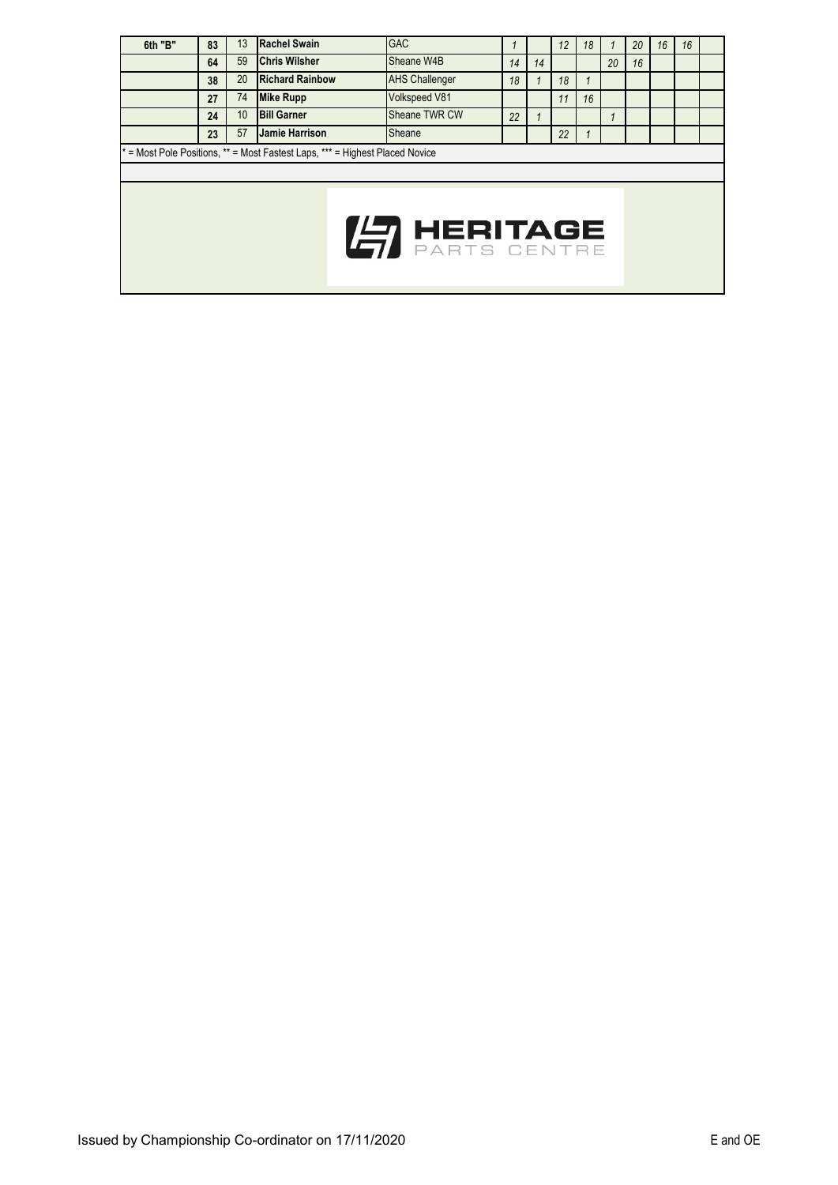| | | | | | | | | | | | | | |
|---|---|---|---|---|---|---|---|---|---|---|---|---|---|
| 6th "B" | 83 | 13 | **Rachel Swain** | GAC | *1* | | *12* | *18* | *1* | *20* | *16* | *16* | |
| | 64 | 59 | **Chris Wilsher** | Sheane W4B | *14* | *14* | | | *20* | *16* | | | |
| | 38 | 20 | **Richard Rainbow** | AHS Challenger | *18* | *1* | *18* | *1* | | | | | |
| | 27 | 74 | **Mike Rupp** | Volkspeed V81 | | | *11* | *16* | | | | | |
| | 24 | 10 | **Bill Garner** | Sheane TWR CW | *22* | *1* | | | *1* | | | | |
| | 23 | 57 | **Jamie Harrison** | Sheane | | | *22* | *1* | | | | | |

* = Most Pole Positions, ** = Most Fastest Laps, *** = Highest Placed Novice